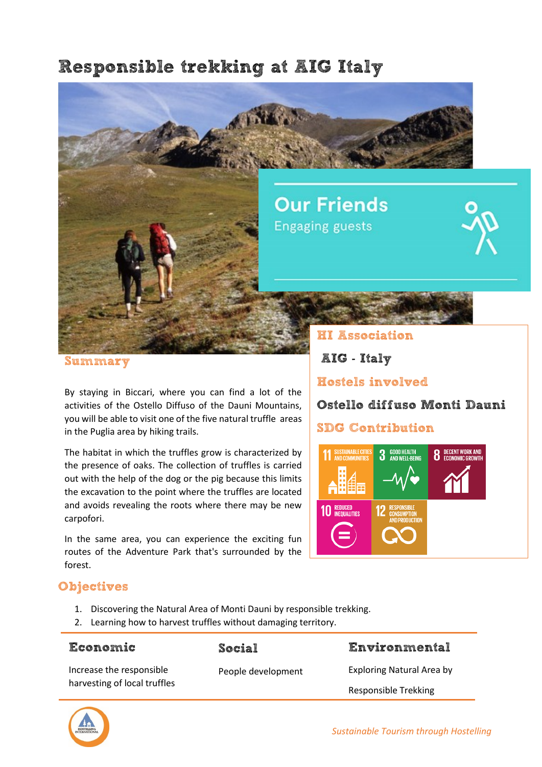# Responsible trekking at AIG Italy

**Our Friends**
Engaging guests

## Summary

By staying in Biccari, where you can find a lot of the activities of the Ostello Diffuso of the Dauni Mountains, you will be able to visit one of the five natural truffle areas in the Puglia area by hiking trails.

The habitat in which the truffles grow is characterized by the presence of oaks. The collection of truffles is carried out with the help of the dog or the pig because this limits the excavation to the point where the truffles are located and avoids revealing the roots where there may be new carpofori.

In the same area, you can experience the exciting fun routes of the Adventure Park that's surrounded by the forest.

## HI Association

AIG - Italy

## Hostels involved

Ostello diffuso Monti Dauni

## SDG Contribution

- 11 Sustainable Cities and Communities
- 3 Good Health and Well-Being
- 8 Decent Work and Economic Growth
- 10 Reduced Inequalities
- 12 Responsible Consumption and Production

## Objectives

1. Discovering the Natural Area of Monti Dauni by responsible trekking.
2. Learning how to harvest truffles without damaging territory.

| Economic | Social | Environmental |
|---|---|---|
| Increase the responsible harvesting of local truffles | People development | Exploring Natural Area by Responsible Trekking |

*Sustainable Tourism through Hostelling*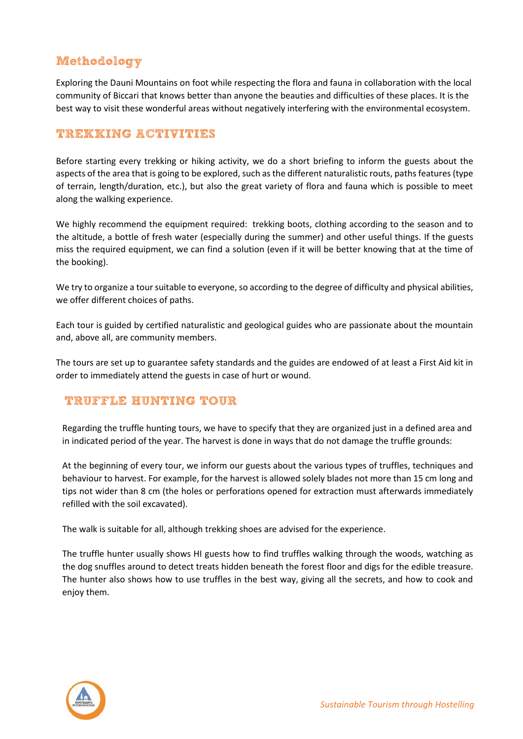## Methodology

Exploring the Dauni Mountains on foot while respecting the flora and fauna in collaboration with the local community of Biccari that knows better than anyone the beauties and difficulties of these places. It is the best way to visit these wonderful areas without negatively interfering with the environmental ecosystem.

## TREKKING ACTIVITIES

Before starting every trekking or hiking activity, we do a short briefing to inform the guests about the aspects of the area that is going to be explored, such as the different naturalistic routs, paths features (type of terrain, length/duration, etc.), but also the great variety of flora and fauna which is possible to meet along the walking experience.

We highly recommend the equipment required: trekking boots, clothing according to the season and to the altitude, a bottle of fresh water (especially during the summer) and other useful things. If the guests miss the required equipment, we can find a solution (even if it will be better knowing that at the time of the booking).

We try to organize a tour suitable to everyone, so according to the degree of difficulty and physical abilities, we offer different choices of paths.

Each tour is guided by certified naturalistic and geological guides who are passionate about the mountain and, above all, are community members.

The tours are set up to guarantee safety standards and the guides are endowed of at least a First Aid kit in order to immediately attend the guests in case of hurt or wound.

## TRUFFLE HUNTING TOUR

Regarding the truffle hunting tours, we have to specify that they are organized just in a defined area and in indicated period of the year. The harvest is done in ways that do not damage the truffle grounds:

At the beginning of every tour, we inform our guests about the various types of truffles, techniques and behaviour to harvest. For example, for the harvest is allowed solely blades not more than 15 cm long and tips not wider than 8 cm (the holes or perforations opened for extraction must afterwards immediately refilled with the soil excavated).

The walk is suitable for all, although trekking shoes are advised for the experience.

The truffle hunter usually shows HI guests how to find truffles walking through the woods, watching as the dog snuffles around to detect treats hidden beneath the forest floor and digs for the edible treasure. The hunter also shows how to use truffles in the best way, giving all the secrets, and how to cook and enjoy them.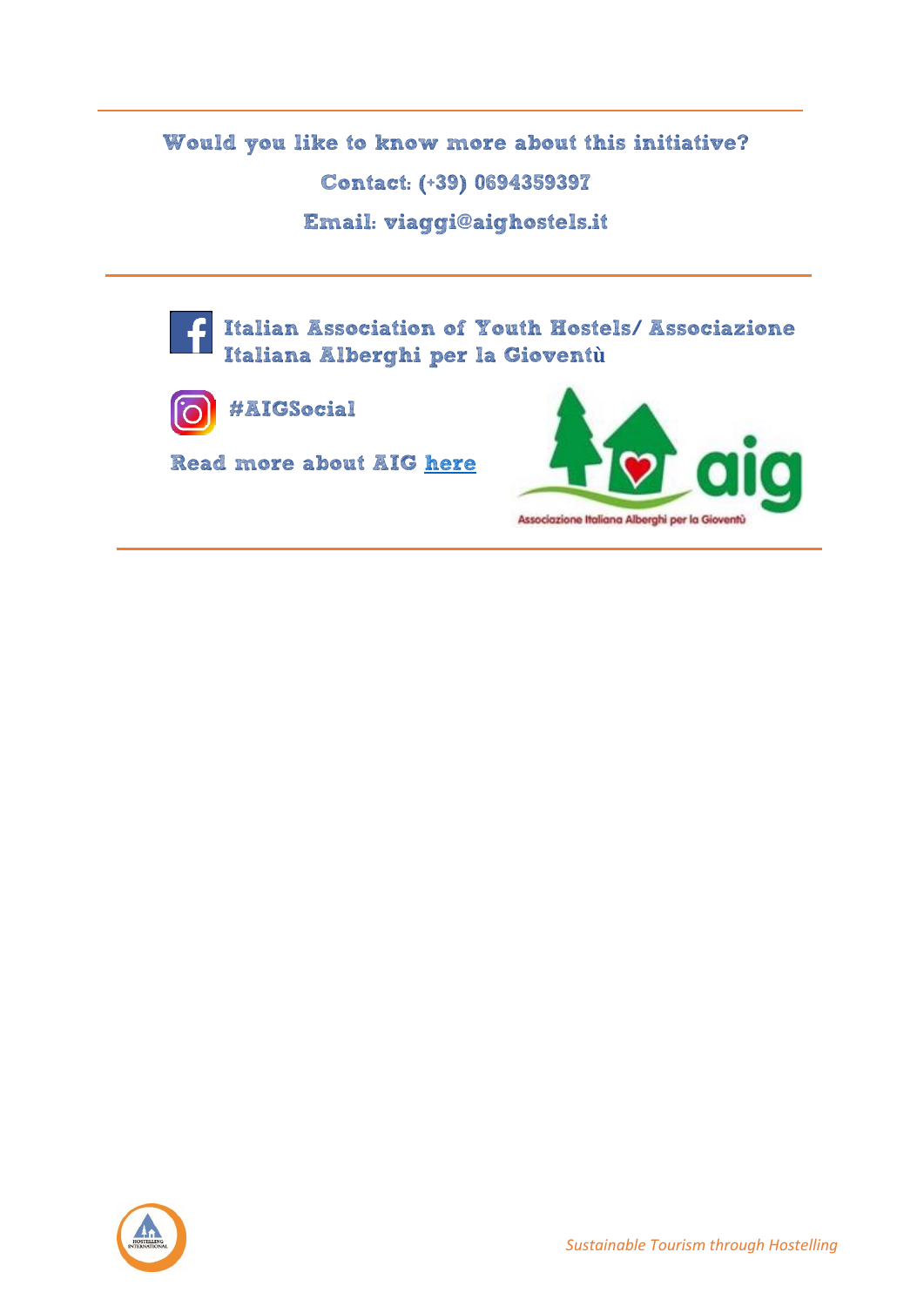**Would you like to know more about this initiative?**

**Contact: (+39) 0694359397**

**Email: viaggi@aighostels.it**

---

**Italian Association of Youth Hostels/ Associazione Italiana Alberghi per la Gioventù**

**#AIGSocial**

**Read more about AIG here**

Associazione Italiana Alberghi per la Gioventù

*Sustainable Tourism through Hostelling*